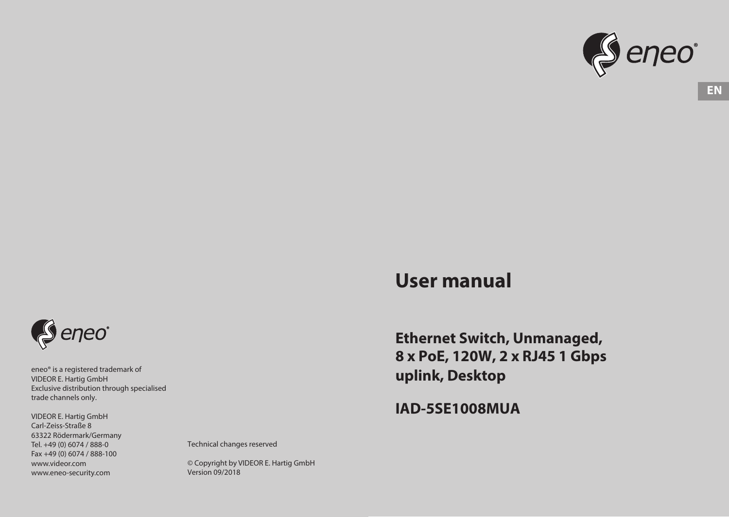EN

# User manual

## Ethernet Switch, Unmanaged, 8 x PoE, 120W, 2 x RJ45 1 Gbps uplink, Desktop

## IAD-5SE1008MUA

eneo® is a registered trademark of
VIDEOR E. Hartig GmbH
Exclusive distribution through specialised
trade channels only.

VIDEOR E. Hartig GmbH
Carl-Zeiss-Straße 8
63322 Rödermark/Germany
Tel. +49 (0) 6074 / 888-0
Fax +49 (0) 6074 / 888-100
www.videor.com
www.eneo-security.com

Technical changes reserved

© Copyright by VIDEOR E. Hartig GmbH
Version 09/2018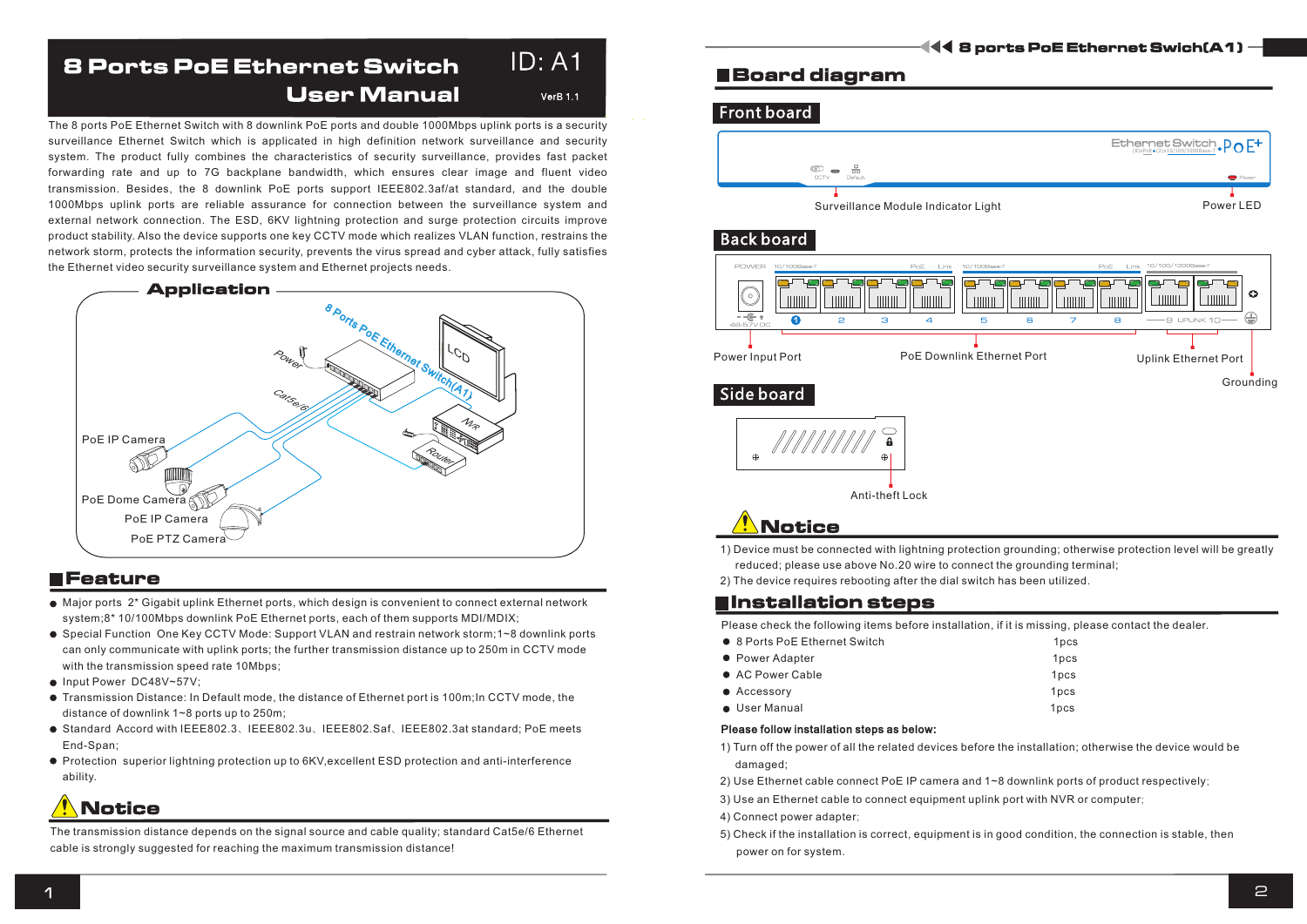# 8 Ports PoE Ethernet Switch User Manual

ID: A1

VerB 1.1

The 8 ports PoE Ethernet Switch with 8 downlink PoE ports and double 1000Mbps uplink ports is a security surveillance Ethernet Switch which is applicated in high definition network surveillance and security system. The product fully combines the characteristics of security surveillance, provides fast packet forwarding rate and up to 7G backplane bandwidth, which ensures clear image and fluent video transmission. Besides, the 8 downlink PoE ports support IEEE802.3af/at standard, and the double 1000Mbps uplink ports are reliable assurance for connection between the surveillance system and external network connection. The ESD, 6KV lightning protection and surge protection circuits improve product stability. Also the device supports one key CCTV mode which realizes VLAN function, restrains the network storm, protects the information security, prevents the virus spread and cyber attack, fully satisfies the Ethernet video security surveillance system and Ethernet projects needs.

## Application

8 Ports PoE Ethernet Switch(A1)

Power

Cat5e/6

LCD

NVR

Router

PoE IP Camera

PoE Dome Camera

PoE IP Camera

PoE PTZ Camera

## Feature

- Major ports 2* Gigabit uplink Ethernet ports, which design is convenient to connect external network system;8* 10/100Mbps downlink PoE Ethernet ports, each of them supports MDI/MDIX;
- Special Function One Key CCTV Mode: Support VLAN and restrain network storm;1~8 downlink ports can only communicate with uplink ports; the further transmission distance up to 250m in CCTV mode with the transmission speed rate 10Mbps;
- Input Power DC48V~57V;
- Transmission Distance: In Default mode, the distance of Ethernet port is 100m;In CCTV mode, the distance of downlink 1~8 ports up to 250m;
- Standard Accord with IEEE802.3、IEEE802.3u、IEEE802.3af、IEEE802.3at standard; PoE meets End-Span;
- Protection superior lightning protection up to 6KV,excellent ESD protection and anti-interference ability.

## Notice

The transmission distance depends on the signal source and cable quality; standard Cat5e/6 Ethernet cable is strongly suggested for reaching the maximum transmission distance!

## Board diagram

### Front board

Surveillance Module Indicator Light

Power LED

### Back board

Power Input Port

PoE Downlink Ethernet Port

Uplink Ethernet Port

Grounding

### Side board

Anti-theft Lock

## Notice

1) Device must be connected with lightning protection grounding; otherwise protection level will be greatly reduced; please use above No.20 wire to connect the grounding terminal;
2) The device requires rebooting after the dial switch has been utilized.

## Installation steps

Please check the following items before installation, if it is missing, please contact the dealer.

- 8 Ports PoE Ethernet Switch 1pcs
- Power Adapter 1pcs
- AC Power Cable 1pcs
- Accessory 1pcs
- User Manual 1pcs

**Please follow installation steps as below:**

1) Turn off the power of all the related devices before the installation; otherwise the device would be damaged;
2) Use Ethernet cable connect PoE IP camera and 1~8 downlink ports of product respectively;
3) Use an Ethernet cable to connect equipment uplink port with NVR or computer;
4) Connect power adapter;
5) Check if the installation is correct, equipment is in good condition, the connection is stable, then power on for system.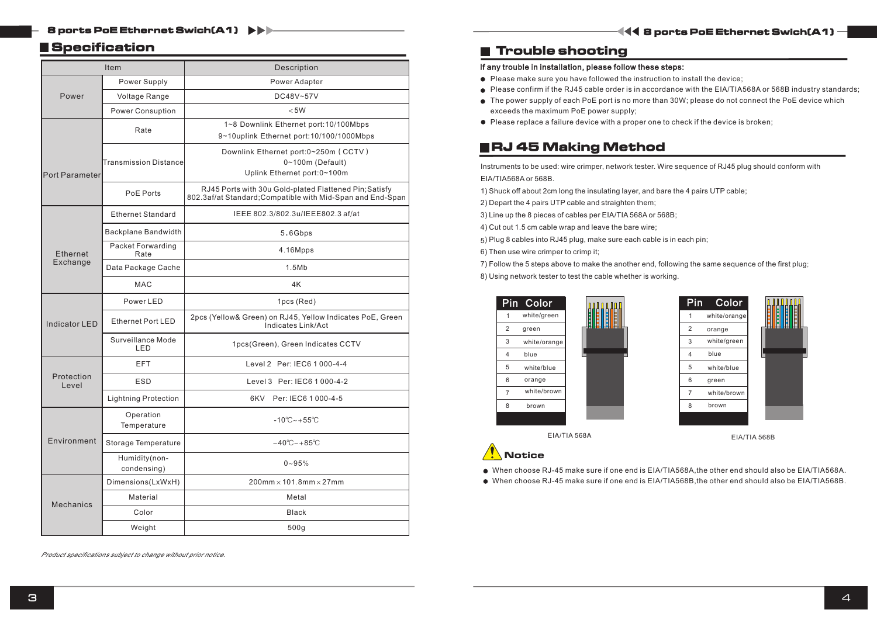## Specification

| Item | | Description |
|---|---|---|
| Power | Power Supply | Power Adapter |
| | Voltage Range | DC48V~57V |
| | Power Consuption | ＜5W |
| Port Parameter | Rate | 1~8 Downlink Ethernet port:10/100Mbps<br>9~10uplink Ethernet port:10/100/1000Mbps |
| | Transmission Distance | Downlink Ethernet port:0~250m（CCTV）<br>0~100m (Default)<br>Uplink Ethernet port:0~100m |
| | PoE Ports | RJ45 Ports with 30u Gold-plated Flattened Pin;Satisfy 802.3af/at Standard;Compatible with Mid-Span and End-Span |
| Ethernet Exchange | Ethernet Standard | IEEE 802.3/802.3u/IEEE802.3 af/at |
| | Backplane Bandwidth | 5.6Gbps |
| | Packet Forwarding Rate | 4.16Mpps |
| | Data Package Cache | 1.5Mb |
| | MAC | 4K |
| Indicator LED | Power LED | 1pcs (Red) |
| | Ethernet Port LED | 2pcs (Yellow& Green) on RJ45, Yellow Indicates PoE, Green Indicates Link/Act |
| | Surveillance Mode LED | 1pcs(Green), Green Indicates CCTV |
| Protection Level | EFT | Level 2 Per: IEC6 1 000-4-4 |
| | ESD | Level 3 Per: IEC6 1 000-4-2 |
| | Lightning Protection | 6KV Per: IEC6 1 000-4-5 |
| Environment | Operation Temperature | -10℃~+55℃ |
| | Storage Temperature | −40℃~+85℃ |
| | Humidity(non-condensing) | 0~95% |
| Mechanics | Dimensions(LxWxH) | 200mm × 101.8mm × 27mm |
| | Material | Metal |
| | Color | Black |
| | Weight | 500g |

*Product specifications subject to change without prior notice.*

## Trouble shooting

**If any trouble in installation, please follow these steps:**

- Please make sure you have followed the instruction to install the device;
- Please confirm if the RJ45 cable order is in accordance with the EIA/TIA568A or 568B industry standards;
- The power supply of each PoE port is no more than 30W; please do not connect the PoE device which exceeds the maximum PoE power supply;
- Please replace a failure device with a proper one to check if the device is broken;

## RJ 45 Making Method

Instruments to be used: wire crimper, network tester. Wire sequence of RJ45 plug should conform with EIA/TIA568A or 568B.

1) Shuck off about 2cm long the insulating layer, and bare the 4 pairs UTP cable;
2) Depart the 4 pairs UTP cable and straighten them;
3) Line up the 8 pieces of cables per EIA/TIA 568A or 568B;
4) Cut out 1.5 cm cable wrap and leave the bare wire;
5) Plug 8 cables into RJ45 plug, make sure each cable is in each pin;
6) Then use wire crimper to crimp it;
7) Follow the 5 steps above to make the another end, following the same sequence of the first plug;
8) Using network tester to test the cable whether is working.

| Pin | Color |
|---|---|
| 1 | white/green |
| 2 | green |
| 3 | white/orange |
| 4 | blue |
| 5 | white/blue |
| 6 | orange |
| 7 | white/brown |
| 8 | brown |

EIA/TIA 568A

| Pin | Color |
|---|---|
| 1 | white/orange |
| 2 | orange |
| 3 | white/green |
| 4 | blue |
| 5 | white/blue |
| 6 | green |
| 7 | white/brown |
| 8 | brown |

EIA/TIA 568B

### Notice

- When choose RJ-45 make sure if one end is EIA/TIA568A,the other end should also be EIA/TIA568A.
- When choose RJ-45 make sure if one end is EIA/TIA568B,the other end should also be EIA/TIA568B.